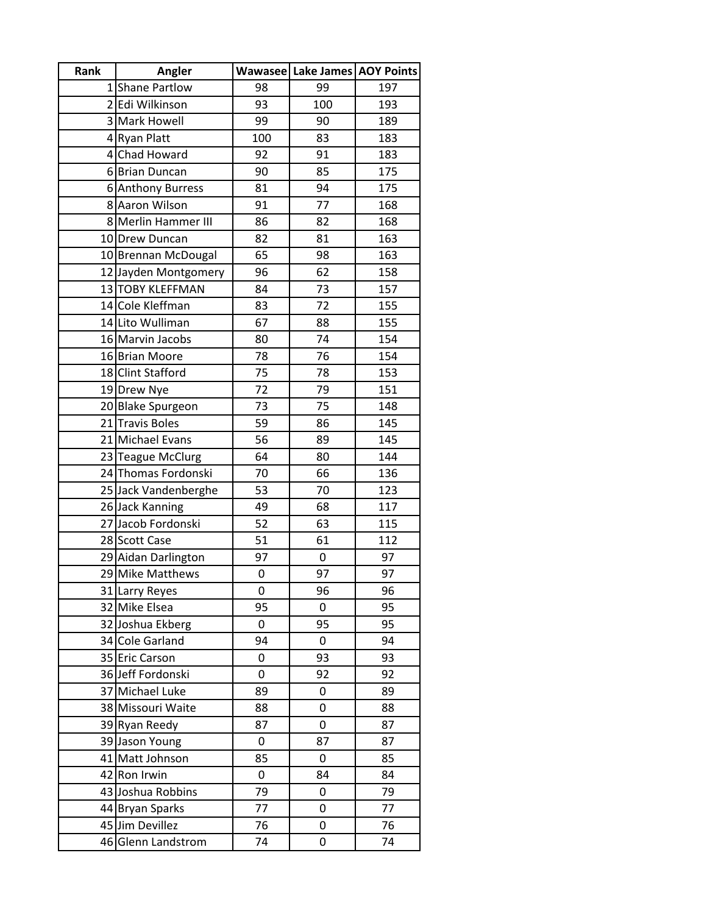| Rank | Angler | Wawasee | Lake James | AOY Points |
| --- | --- | --- | --- | --- |
| 1 | Shane Partlow | 98 | 99 | 197 |
| 2 | Edi Wilkinson | 93 | 100 | 193 |
| 3 | Mark Howell | 99 | 90 | 189 |
| 4 | Ryan Platt | 100 | 83 | 183 |
| 4 | Chad Howard | 92 | 91 | 183 |
| 6 | Brian Duncan | 90 | 85 | 175 |
| 6 | Anthony Burress | 81 | 94 | 175 |
| 8 | Aaron Wilson | 91 | 77 | 168 |
| 8 | Merlin Hammer III | 86 | 82 | 168 |
| 10 | Drew Duncan | 82 | 81 | 163 |
| 10 | Brennan McDougal | 65 | 98 | 163 |
| 12 | Jayden Montgomery | 96 | 62 | 158 |
| 13 | TOBY KLEFFMAN | 84 | 73 | 157 |
| 14 | Cole Kleffman | 83 | 72 | 155 |
| 14 | Lito Wulliman | 67 | 88 | 155 |
| 16 | Marvin Jacobs | 80 | 74 | 154 |
| 16 | Brian Moore | 78 | 76 | 154 |
| 18 | Clint Stafford | 75 | 78 | 153 |
| 19 | Drew Nye | 72 | 79 | 151 |
| 20 | Blake Spurgeon | 73 | 75 | 148 |
| 21 | Travis Boles | 59 | 86 | 145 |
| 21 | Michael Evans | 56 | 89 | 145 |
| 23 | Teague McClurg | 64 | 80 | 144 |
| 24 | Thomas Fordonski | 70 | 66 | 136 |
| 25 | Jack Vandenberghe | 53 | 70 | 123 |
| 26 | Jack Kanning | 49 | 68 | 117 |
| 27 | Jacob Fordonski | 52 | 63 | 115 |
| 28 | Scott Case | 51 | 61 | 112 |
| 29 | Aidan Darlington | 97 | 0 | 97 |
| 29 | Mike Matthews | 0 | 97 | 97 |
| 31 | Larry Reyes | 0 | 96 | 96 |
| 32 | Mike Elsea | 95 | 0 | 95 |
| 32 | Joshua Ekberg | 0 | 95 | 95 |
| 34 | Cole Garland | 94 | 0 | 94 |
| 35 | Eric Carson | 0 | 93 | 93 |
| 36 | Jeff Fordonski | 0 | 92 | 92 |
| 37 | Michael Luke | 89 | 0 | 89 |
| 38 | Missouri Waite | 88 | 0 | 88 |
| 39 | Ryan Reedy | 87 | 0 | 87 |
| 39 | Jason Young | 0 | 87 | 87 |
| 41 | Matt Johnson | 85 | 0 | 85 |
| 42 | Ron Irwin | 0 | 84 | 84 |
| 43 | Joshua Robbins | 79 | 0 | 79 |
| 44 | Bryan Sparks | 77 | 0 | 77 |
| 45 | Jim Devillez | 76 | 0 | 76 |
| 46 | Glenn Landstrom | 74 | 0 | 74 |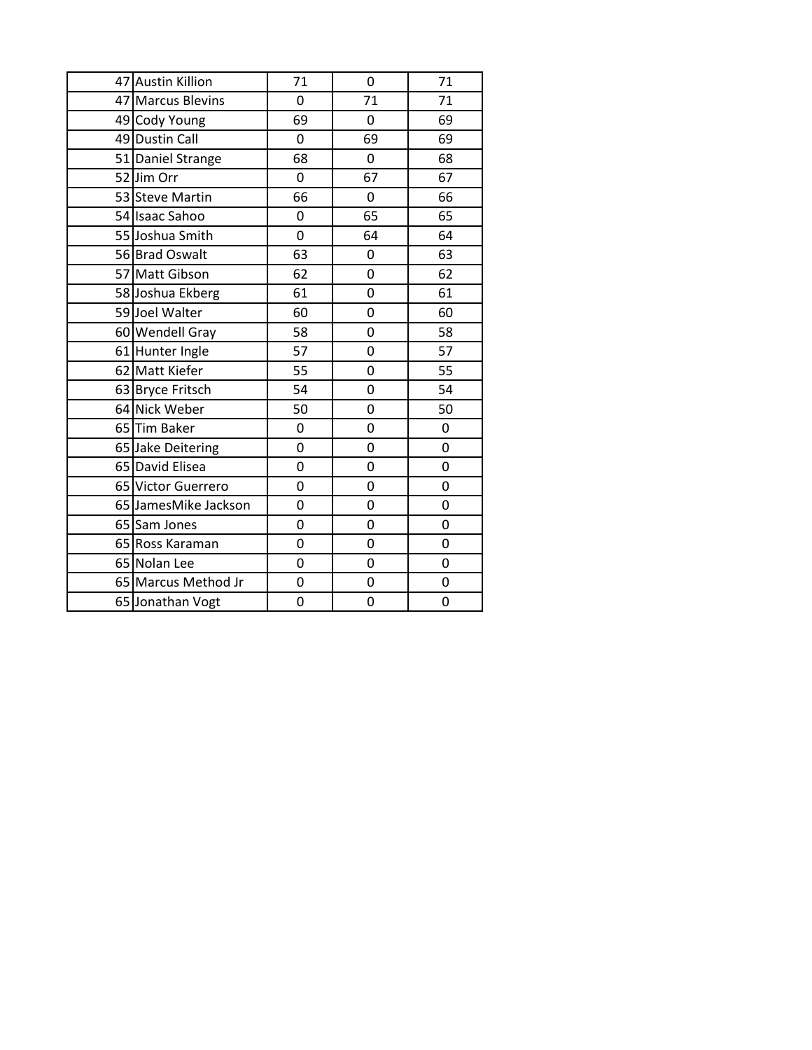| | | | | |
|---|---|---|---|---|
| 47 | Austin Killion | 71 | 0 | 71 |
| 47 | Marcus Blevins | 0 | 71 | 71 |
| 49 | Cody Young | 69 | 0 | 69 |
| 49 | Dustin Call | 0 | 69 | 69 |
| 51 | Daniel Strange | 68 | 0 | 68 |
| 52 | Jim Orr | 0 | 67 | 67 |
| 53 | Steve Martin | 66 | 0 | 66 |
| 54 | Isaac Sahoo | 0 | 65 | 65 |
| 55 | Joshua Smith | 0 | 64 | 64 |
| 56 | Brad Oswalt | 63 | 0 | 63 |
| 57 | Matt Gibson | 62 | 0 | 62 |
| 58 | Joshua Ekberg | 61 | 0 | 61 |
| 59 | Joel Walter | 60 | 0 | 60 |
| 60 | Wendell Gray | 58 | 0 | 58 |
| 61 | Hunter Ingle | 57 | 0 | 57 |
| 62 | Matt Kiefer | 55 | 0 | 55 |
| 63 | Bryce Fritsch | 54 | 0 | 54 |
| 64 | Nick Weber | 50 | 0 | 50 |
| 65 | Tim Baker | 0 | 0 | 0 |
| 65 | Jake Deitering | 0 | 0 | 0 |
| 65 | David Elisea | 0 | 0 | 0 |
| 65 | Victor Guerrero | 0 | 0 | 0 |
| 65 | JamesMike Jackson | 0 | 0 | 0 |
| 65 | Sam Jones | 0 | 0 | 0 |
| 65 | Ross Karaman | 0 | 0 | 0 |
| 65 | Nolan Lee | 0 | 0 | 0 |
| 65 | Marcus Method Jr | 0 | 0 | 0 |
| 65 | Jonathan Vogt | 0 | 0 | 0 |